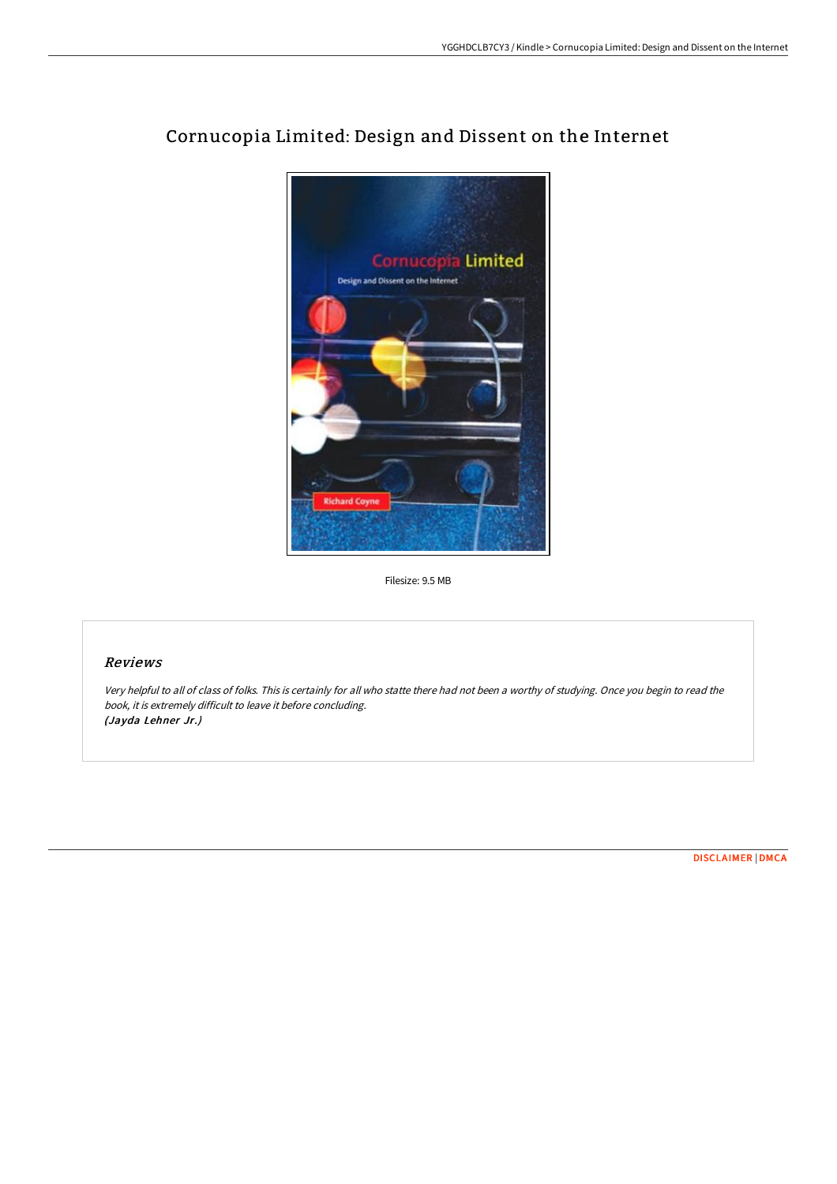# Cornucopia Limited: Design and Dissent on the Internet

Filesize: 9.5 MB

## *Reviews*

*Very helpful to all of class of folks. This is certainly for all who statte there had not been a worthy of studying. Once you begin to read the book, it is extremely difficult to leave it before concluding.*
*(Jayda Lehner Jr.)*

DISCLAIMER | DMCA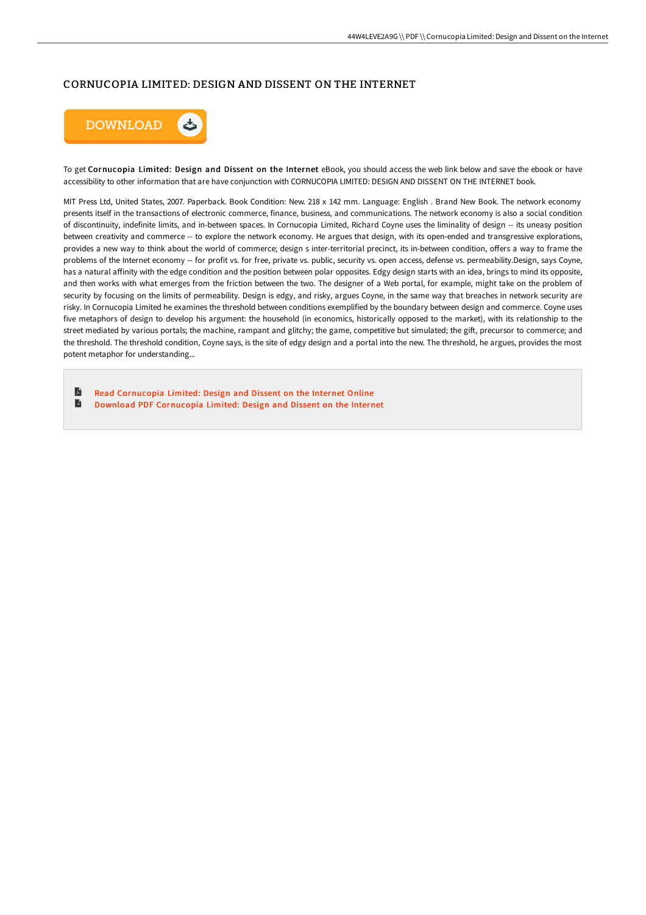## CORNUCOPIA LIMITED: DESIGN AND DISSENT ON THE INTERNET

DOWNLOAD

To get **Cornucopia Limited: Design and Dissent on the Internet** eBook, you should access the web link below and save the ebook or have accessibility to other information that are have conjunction with CORNUCOPIA LIMITED: DESIGN AND DISSENT ON THE INTERNET book.

MIT Press Ltd, United States, 2007. Paperback. Book Condition: New. 218 x 142 mm. Language: English . Brand New Book. The network economy presents itself in the transactions of electronic commerce, finance, business, and communications. The network economy is also a social condition of discontinuity, indefinite limits, and in-between spaces. In Cornucopia Limited, Richard Coyne uses the liminality of design -- its uneasy position between creativity and commerce -- to explore the network economy. He argues that design, with its open-ended and transgressive explorations, provides a new way to think about the world of commerce; design s inter-territorial precinct, its in-between condition, offers a way to frame the problems of the Internet economy -- for profit vs. for free, private vs. public, security vs. open access, defense vs. permeability.Design, says Coyne, has a natural affinity with the edge condition and the position between polar opposites. Edgy design starts with an idea, brings to mind its opposite, and then works with what emerges from the friction between the two. The designer of a Web portal, for example, might take on the problem of security by focusing on the limits of permeability. Design is edgy, and risky, argues Coyne, in the same way that breaches in network security are risky. In Cornucopia Limited he examines the threshold between conditions exemplified by the boundary between design and commerce. Coyne uses five metaphors of design to develop his argument: the household (in economics, historically opposed to the market), with its relationship to the street mediated by various portals; the machine, rampant and glitchy; the game, competitive but simulated; the gift, precursor to commerce; and the threshold. The threshold condition, Coyne says, is the site of edgy design and a portal into the new. The threshold, he argues, provides the most potent metaphor for understanding...

- Read Cornucopia Limited: Design and Dissent on the Internet Online
- Download PDF Cornucopia Limited: Design and Dissent on the Internet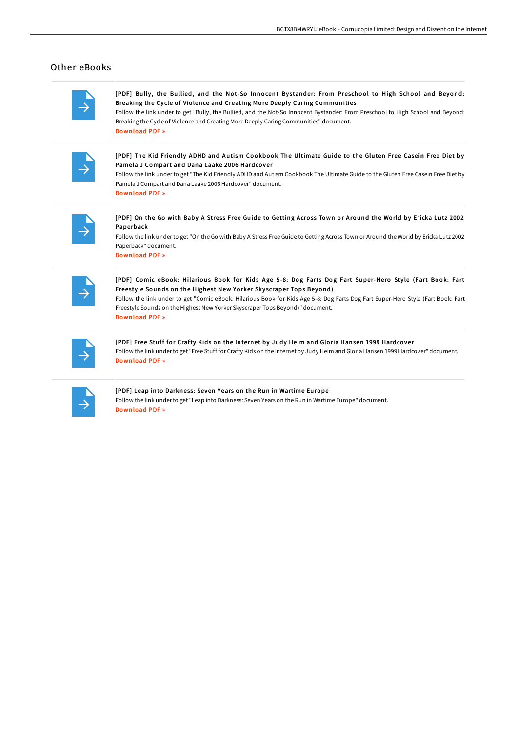## Other eBooks

[PDF] Bully, the Bullied, and the Not-So Innocent Bystander: From Preschool to High School and Beyond: Breaking the Cycle of Violence and Creating More Deeply Caring Communities

Follow the link under to get "Bully, the Bullied, and the Not-So Innocent Bystander: From Preschool to High School and Beyond: Breaking the Cycle of Violence and Creating More Deeply Caring Communities" document.

Download PDF »

[PDF] The Kid Friendly ADHD and Autism Cookbook The Ultimate Guide to the Gluten Free Casein Free Diet by Pamela J Compart and Dana Laake 2006 Hardcover

Follow the link under to get "The Kid Friendly ADHD and Autism Cookbook The Ultimate Guide to the Gluten Free Casein Free Diet by Pamela J Compart and Dana Laake 2006 Hardcover" document.

Download PDF »

[PDF] On the Go with Baby A Stress Free Guide to Getting Across Town or Around the World by Ericka Lutz 2002 Paperback

Follow the link under to get "On the Go with Baby A Stress Free Guide to Getting Across Town or Around the World by Ericka Lutz 2002 Paperback" document.

Download PDF »

[PDF] Comic eBook: Hilarious Book for Kids Age 5-8: Dog Farts Dog Fart Super-Hero Style (Fart Book: Fart Freestyle Sounds on the Highest New Yorker Skyscraper Tops Beyond)

Follow the link under to get "Comic eBook: Hilarious Book for Kids Age 5-8: Dog Farts Dog Fart Super-Hero Style (Fart Book: Fart Freestyle Sounds on the Highest New Yorker Skyscraper Tops Beyond)" document.

Download PDF »

[PDF] Free Stuff for Crafty Kids on the Internet by Judy Heim and Gloria Hansen 1999 Hardcover

Follow the link under to get "Free Stuff for Crafty Kids on the Internet by Judy Heim and Gloria Hansen 1999 Hardcover" document.

Download PDF »

[PDF] Leap into Darkness: Seven Years on the Run in Wartime Europe

Follow the link under to get "Leap into Darkness: Seven Years on the Run in Wartime Europe" document.

Download PDF »